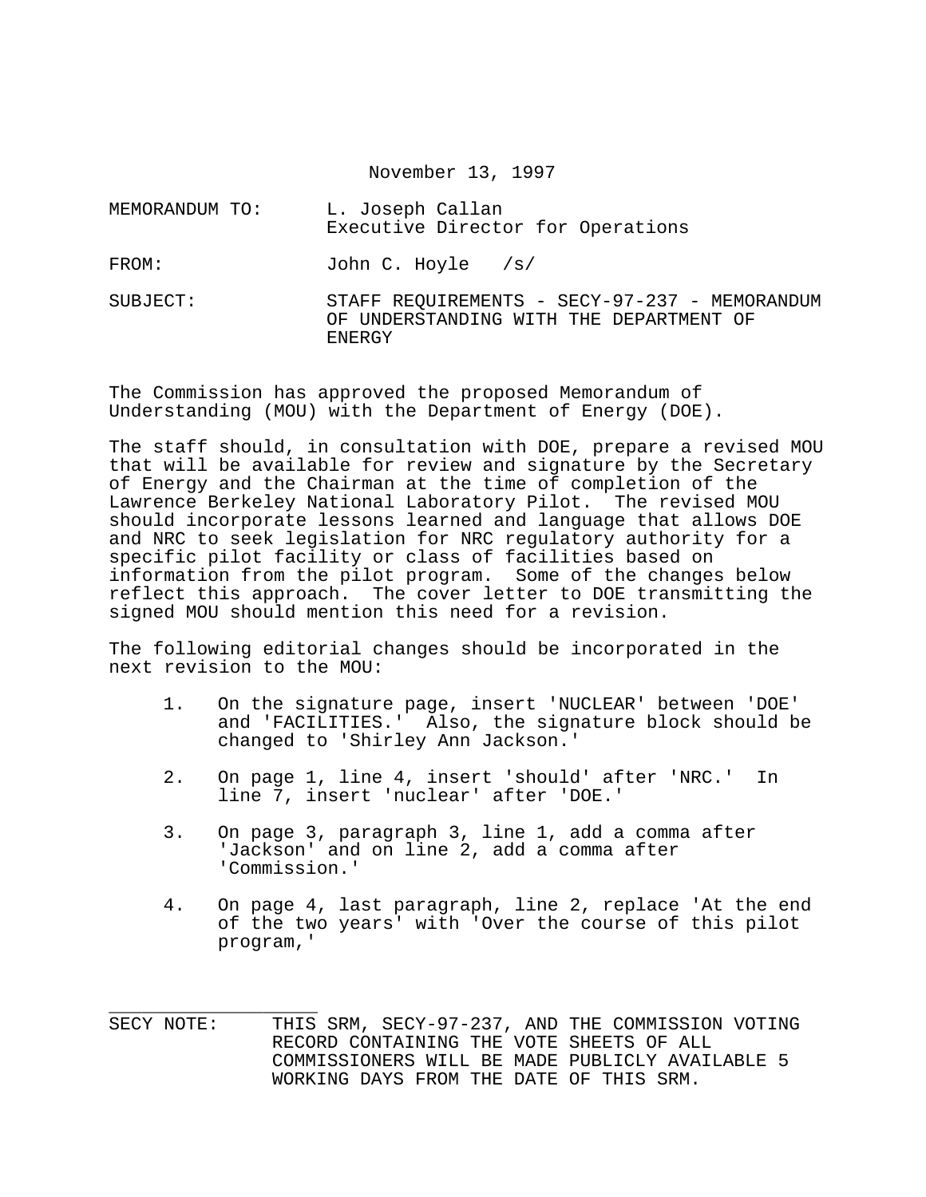November 13, 1997

MEMORANDUM TO: L. Joseph Callan
Executive Director for Operations

FROM: John C. Hoyle /s/

SUBJECT: STAFF REQUIREMENTS - SECY-97-237 - MEMORANDUM OF UNDERSTANDING WITH THE DEPARTMENT OF ENERGY

The Commission has approved the proposed Memorandum of Understanding (MOU) with the Department of Energy (DOE).

The staff should, in consultation with DOE, prepare a revised MOU that will be available for review and signature by the Secretary of Energy and the Chairman at the time of completion of the Lawrence Berkeley National Laboratory Pilot. The revised MOU should incorporate lessons learned and language that allows DOE and NRC to seek legislation for NRC regulatory authority for a specific pilot facility or class of facilities based on information from the pilot program. Some of the changes below reflect this approach. The cover letter to DOE transmitting the signed MOU should mention this need for a revision.

The following editorial changes should be incorporated in the next revision to the MOU:

1. On the signature page, insert 'NUCLEAR' between 'DOE' and 'FACILITIES.' Also, the signature block should be changed to 'Shirley Ann Jackson.'
2. On page 1, line 4, insert 'should' after 'NRC.' In line 7, insert 'nuclear' after 'DOE.'
3. On page 3, paragraph 3, line 1, add a comma after 'Jackson' and on line 2, add a comma after 'Commission.'
4. On page 4, last paragraph, line 2, replace 'At the end of the two years' with 'Over the course of this pilot program,'

---

SECY NOTE: THIS SRM, SECY-97-237, AND THE COMMISSION VOTING RECORD CONTAINING THE VOTE SHEETS OF ALL COMMISSIONERS WILL BE MADE PUBLICLY AVAILABLE 5 WORKING DAYS FROM THE DATE OF THIS SRM.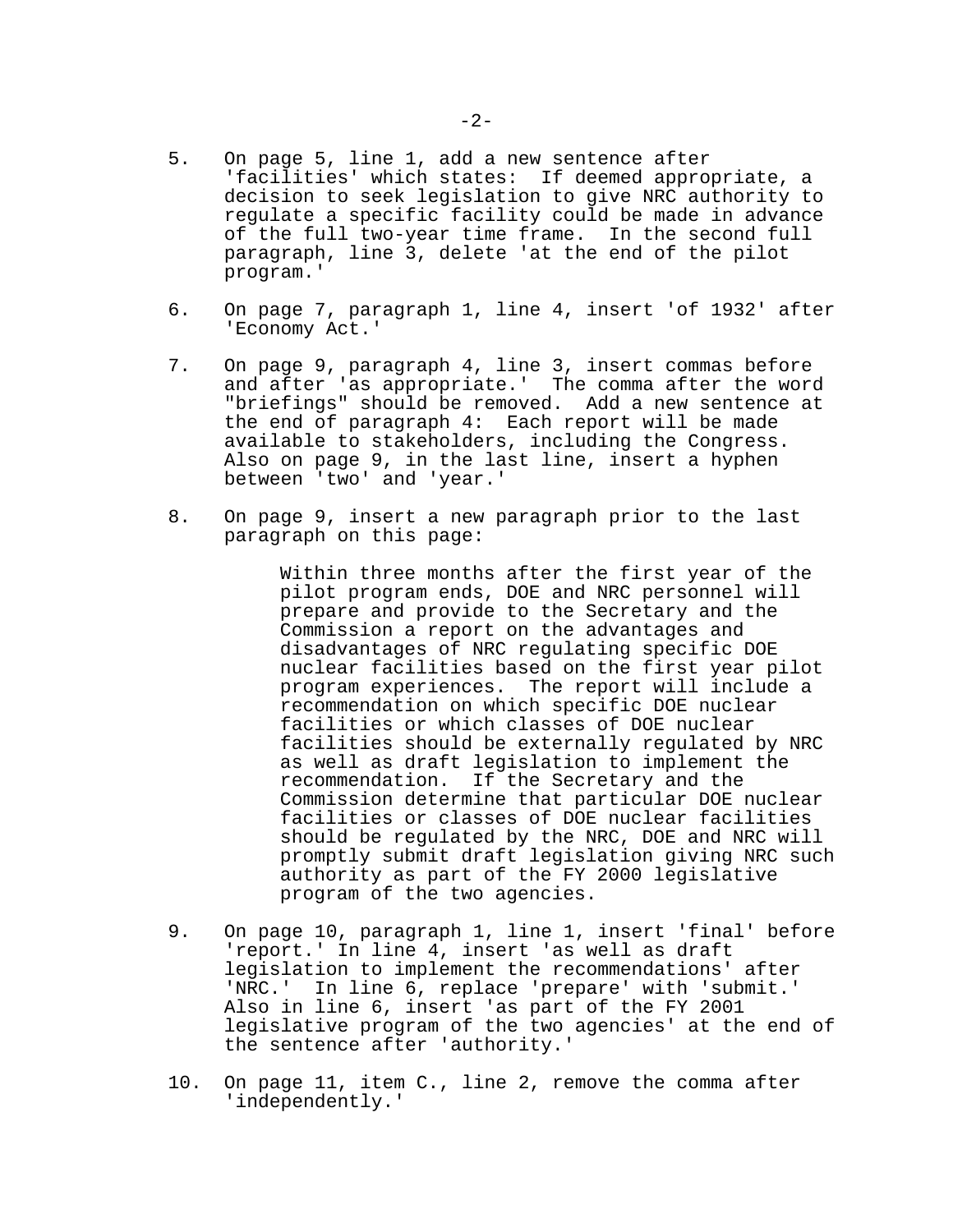5. On page 5, line 1, add a new sentence after 'facilities' which states: If deemed appropriate, a decision to seek legislation to give NRC authority to regulate a specific facility could be made in advance of the full two-year time frame. In the second full paragraph, line 3, delete 'at the end of the pilot program.'

6. On page 7, paragraph 1, line 4, insert 'of 1932' after 'Economy Act.'

7. On page 9, paragraph 4, line 3, insert commas before and after 'as appropriate.' The comma after the word "briefings" should be removed. Add a new sentence at the end of paragraph 4: Each report will be made available to stakeholders, including the Congress. Also on page 9, in the last line, insert a hyphen between 'two' and 'year.'

8. On page 9, insert a new paragraph prior to the last paragraph on this page:

   > Within three months after the first year of the pilot program ends, DOE and NRC personnel will prepare and provide to the Secretary and the Commission a report on the advantages and disadvantages of NRC regulating specific DOE nuclear facilities based on the first year pilot program experiences. The report will include a recommendation on which specific DOE nuclear facilities or which classes of DOE nuclear facilities should be externally regulated by NRC as well as draft legislation to implement the recommendation. If the Secretary and the Commission determine that particular DOE nuclear facilities or classes of DOE nuclear facilities should be regulated by the NRC, DOE and NRC will promptly submit draft legislation giving NRC such authority as part of the FY 2000 legislative program of the two agencies.

9. On page 10, paragraph 1, line 1, insert 'final' before 'report.' In line 4, insert 'as well as draft legislation to implement the recommendations' after 'NRC.' In line 6, replace 'prepare' with 'submit.' Also in line 6, insert 'as part of the FY 2001 legislative program of the two agencies' at the end of the sentence after 'authority.'

10. On page 11, item C., line 2, remove the comma after 'independently.'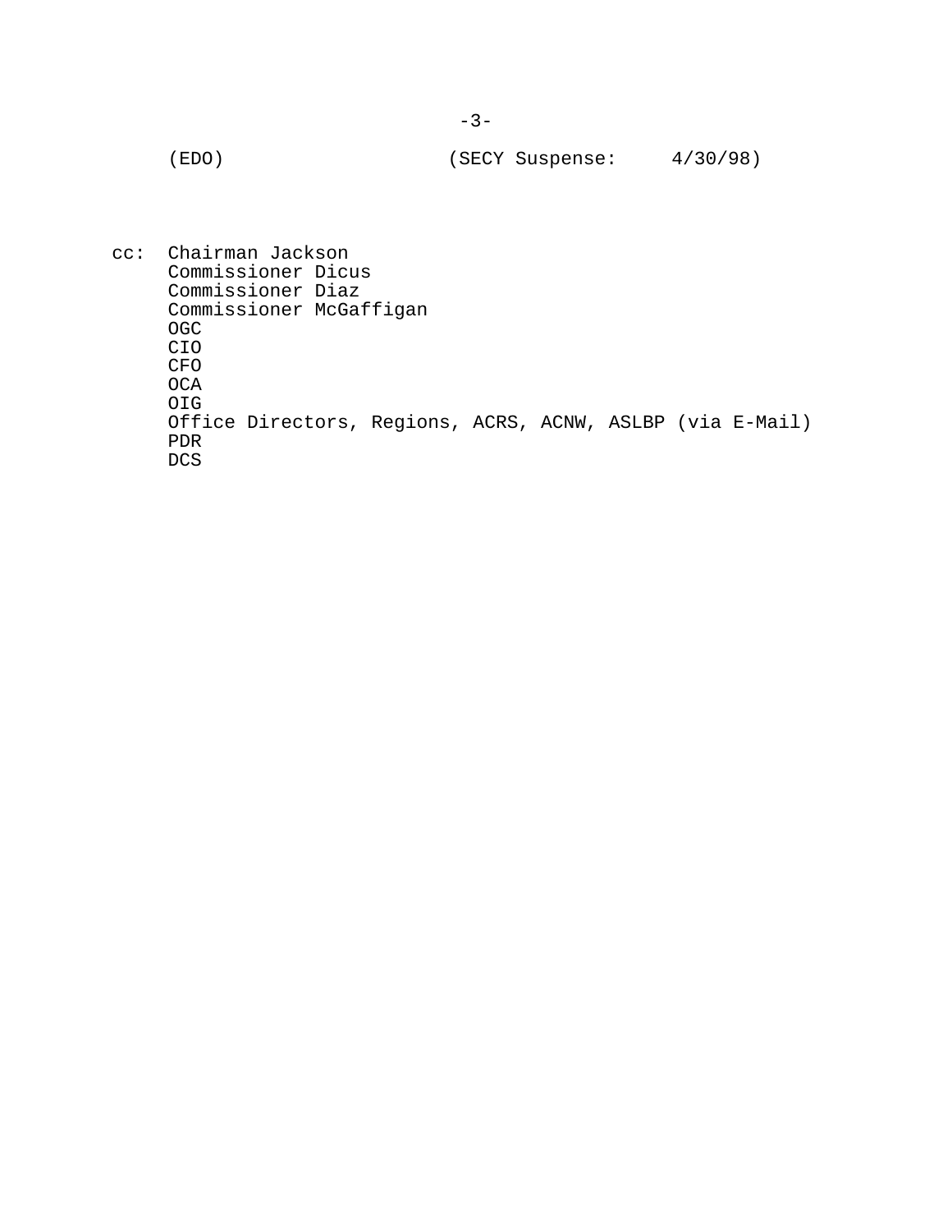(EDO) (SECY Suspense: 4/30/98)

cc: Chairman Jackson
Commissioner Dicus
Commissioner Diaz
Commissioner McGaffigan
OGC
CIO
CFO
OCA
OIG
Office Directors, Regions, ACRS, ACNW, ASLBP (via E-Mail)
PDR
DCS